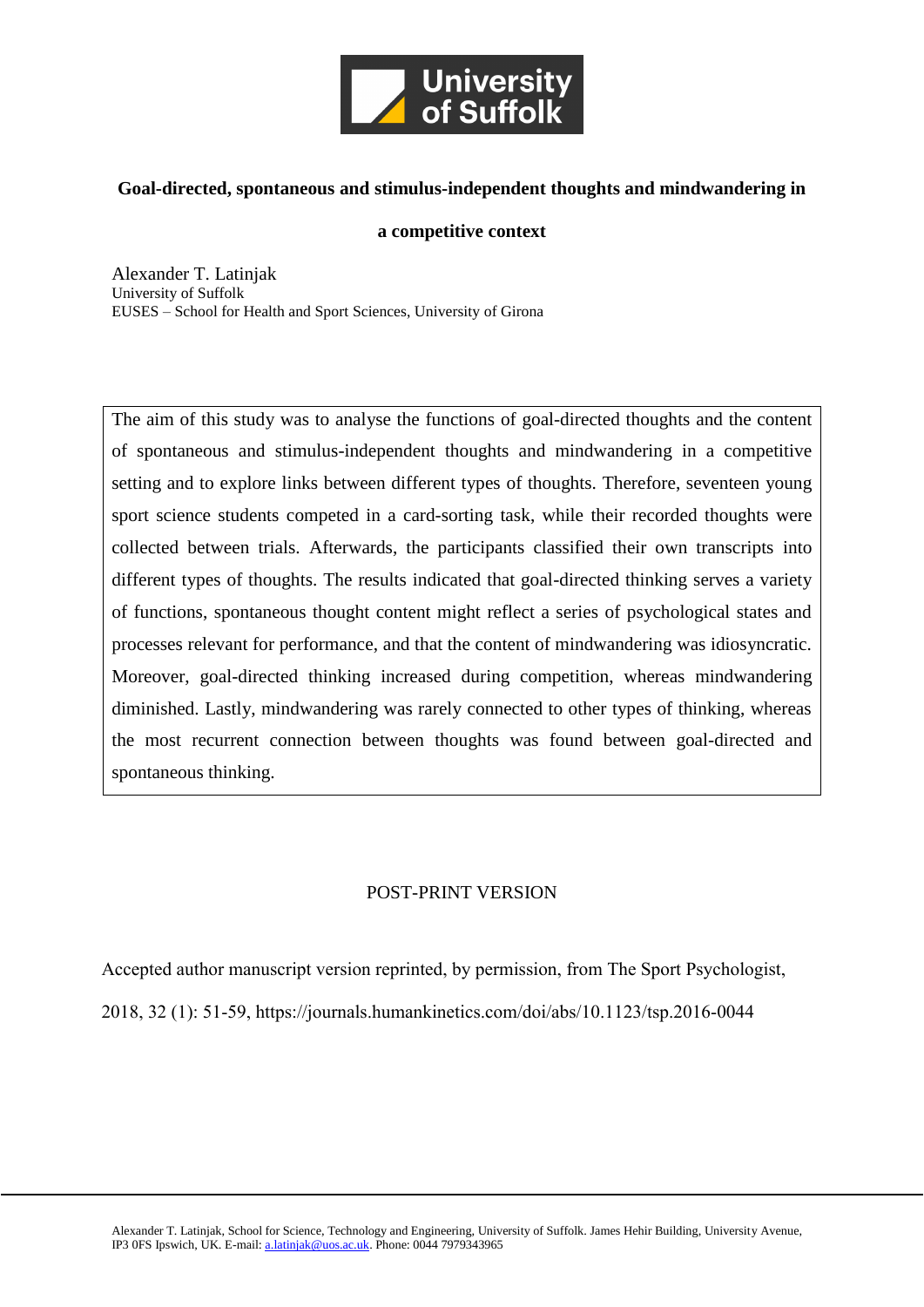University of Suffolk

# Goal-directed, spontaneous and stimulus-independent thoughts and mindwandering in a competitive context

Alexander T. Latinjak
University of Suffolk
EUSES – School for Health and Sport Sciences, University of Girona

The aim of this study was to analyse the functions of goal-directed thoughts and the content of spontaneous and stimulus-independent thoughts and mindwandering in a competitive setting and to explore links between different types of thoughts. Therefore, seventeen young sport science students competed in a card-sorting task, while their recorded thoughts were collected between trials. Afterwards, the participants classified their own transcripts into different types of thoughts. The results indicated that goal-directed thinking serves a variety of functions, spontaneous thought content might reflect a series of psychological states and processes relevant for performance, and that the content of mindwandering was idiosyncratic. Moreover, goal-directed thinking increased during competition, whereas mindwandering diminished. Lastly, mindwandering was rarely connected to other types of thinking, whereas the most recurrent connection between thoughts was found between goal-directed and spontaneous thinking.

POST-PRINT VERSION

Accepted author manuscript version reprinted, by permission, from The Sport Psychologist, 2018, 32 (1): 51-59, https://journals.humankinetics.com/doi/abs/10.1123/tsp.2016-0044

---

Alexander T. Latinjak, School for Science, Technology and Engineering, University of Suffolk. James Hehir Building, University Avenue, IP3 0FS Ipswich, UK. E-mail: a.latinjak@uos.ac.uk. Phone: 0044 7979343965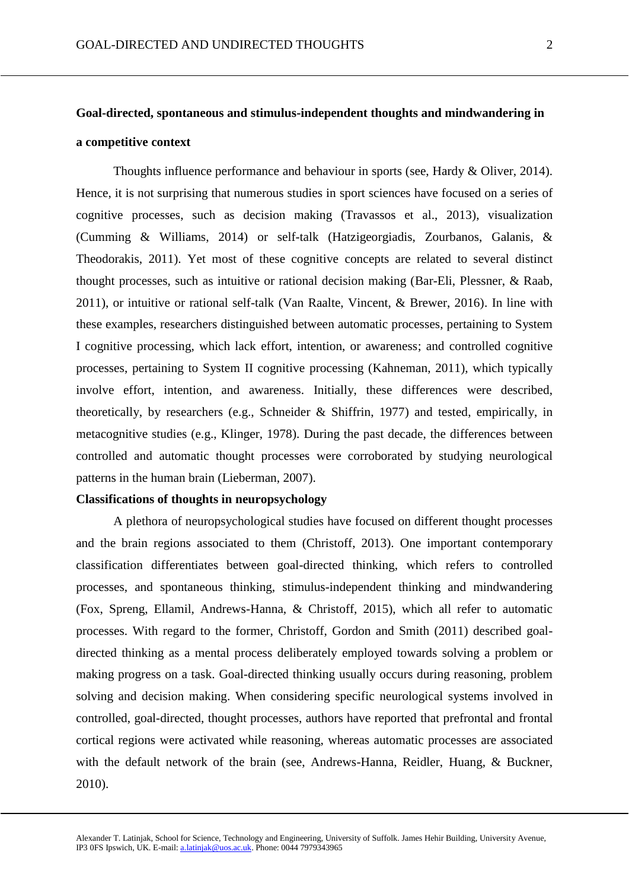## Goal-directed, spontaneous and stimulus-independent thoughts and mindwandering in a competitive context

Thoughts influence performance and behaviour in sports (see, Hardy & Oliver, 2014). Hence, it is not surprising that numerous studies in sport sciences have focused on a series of cognitive processes, such as decision making (Travassos et al., 2013), visualization (Cumming & Williams, 2014) or self-talk (Hatzigeorgiadis, Zourbanos, Galanis, & Theodorakis, 2011). Yet most of these cognitive concepts are related to several distinct thought processes, such as intuitive or rational decision making (Bar-Eli, Plessner, & Raab, 2011), or intuitive or rational self-talk (Van Raalte, Vincent, & Brewer, 2016). In line with these examples, researchers distinguished between automatic processes, pertaining to System I cognitive processing, which lack effort, intention, or awareness; and controlled cognitive processes, pertaining to System II cognitive processing (Kahneman, 2011), which typically involve effort, intention, and awareness. Initially, these differences were described, theoretically, by researchers (e.g., Schneider & Shiffrin, 1977) and tested, empirically, in metacognitive studies (e.g., Klinger, 1978). During the past decade, the differences between controlled and automatic thought processes were corroborated by studying neurological patterns in the human brain (Lieberman, 2007).

### Classifications of thoughts in neuropsychology

A plethora of neuropsychological studies have focused on different thought processes and the brain regions associated to them (Christoff, 2013). One important contemporary classification differentiates between goal-directed thinking, which refers to controlled processes, and spontaneous thinking, stimulus-independent thinking and mindwandering (Fox, Spreng, Ellamil, Andrews-Hanna, & Christoff, 2015), which all refer to automatic processes. With regard to the former, Christoff, Gordon and Smith (2011) described goal-directed thinking as a mental process deliberately employed towards solving a problem or making progress on a task. Goal-directed thinking usually occurs during reasoning, problem solving and decision making. When considering specific neurological systems involved in controlled, goal-directed, thought processes, authors have reported that prefrontal and frontal cortical regions were activated while reasoning, whereas automatic processes are associated with the default network of the brain (see, Andrews-Hanna, Reidler, Huang, & Buckner, 2010).

Alexander T. Latinjak, School for Science, Technology and Engineering, University of Suffolk. James Hehir Building, University Avenue, IP3 0FS Ipswich, UK. E-mail: a.latinjak@uos.ac.uk. Phone: 0044 7979343965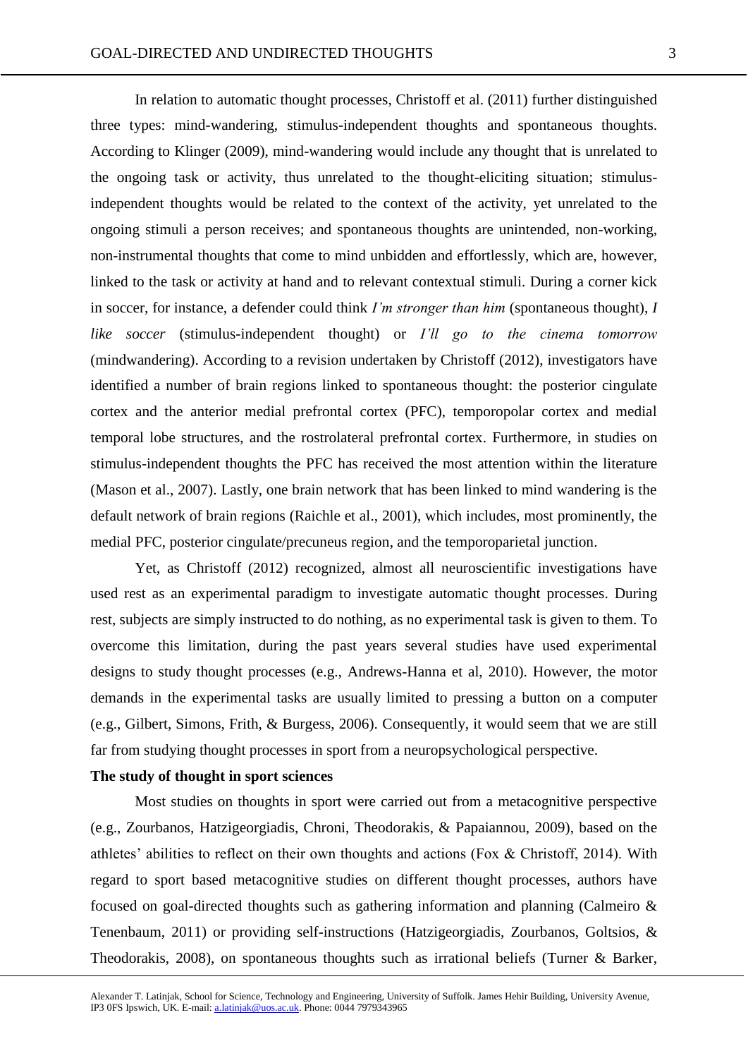In relation to automatic thought processes, Christoff et al. (2011) further distinguished three types: mind-wandering, stimulus-independent thoughts and spontaneous thoughts. According to Klinger (2009), mind-wandering would include any thought that is unrelated to the ongoing task or activity, thus unrelated to the thought-eliciting situation; stimulus-independent thoughts would be related to the context of the activity, yet unrelated to the ongoing stimuli a person receives; and spontaneous thoughts are unintended, non-working, non-instrumental thoughts that come to mind unbidden and effortlessly, which are, however, linked to the task or activity at hand and to relevant contextual stimuli. During a corner kick in soccer, for instance, a defender could think *I'm stronger than him* (spontaneous thought), *I like soccer* (stimulus-independent thought) or *I'll go to the cinema tomorrow* (mindwandering). According to a revision undertaken by Christoff (2012), investigators have identified a number of brain regions linked to spontaneous thought: the posterior cingulate cortex and the anterior medial prefrontal cortex (PFC), temporopolar cortex and medial temporal lobe structures, and the rostrolateral prefrontal cortex. Furthermore, in studies on stimulus-independent thoughts the PFC has received the most attention within the literature (Mason et al., 2007). Lastly, one brain network that has been linked to mind wandering is the default network of brain regions (Raichle et al., 2001), which includes, most prominently, the medial PFC, posterior cingulate/precuneus region, and the temporoparietal junction.

Yet, as Christoff (2012) recognized, almost all neuroscientific investigations have used rest as an experimental paradigm to investigate automatic thought processes. During rest, subjects are simply instructed to do nothing, as no experimental task is given to them. To overcome this limitation, during the past years several studies have used experimental designs to study thought processes (e.g., Andrews-Hanna et al, 2010). However, the motor demands in the experimental tasks are usually limited to pressing a button on a computer (e.g., Gilbert, Simons, Frith, & Burgess, 2006). Consequently, it would seem that we are still far from studying thought processes in sport from a neuropsychological perspective.

**The study of thought in sport sciences**

Most studies on thoughts in sport were carried out from a metacognitive perspective (e.g., Zourbanos, Hatzigeorgiadis, Chroni, Theodorakis, & Papaiannou, 2009), based on the athletes' abilities to reflect on their own thoughts and actions (Fox & Christoff, 2014). With regard to sport based metacognitive studies on different thought processes, authors have focused on goal-directed thoughts such as gathering information and planning (Calmeiro & Tenenbaum, 2011) or providing self-instructions (Hatzigeorgiadis, Zourbanos, Goltsios, & Theodorakis, 2008), on spontaneous thoughts such as irrational beliefs (Turner & Barker,

Alexander T. Latinjak, School for Science, Technology and Engineering, University of Suffolk. James Hehir Building, University Avenue, IP3 0FS Ipswich, UK. E-mail: a.latinjak@uos.ac.uk. Phone: 0044 7979343965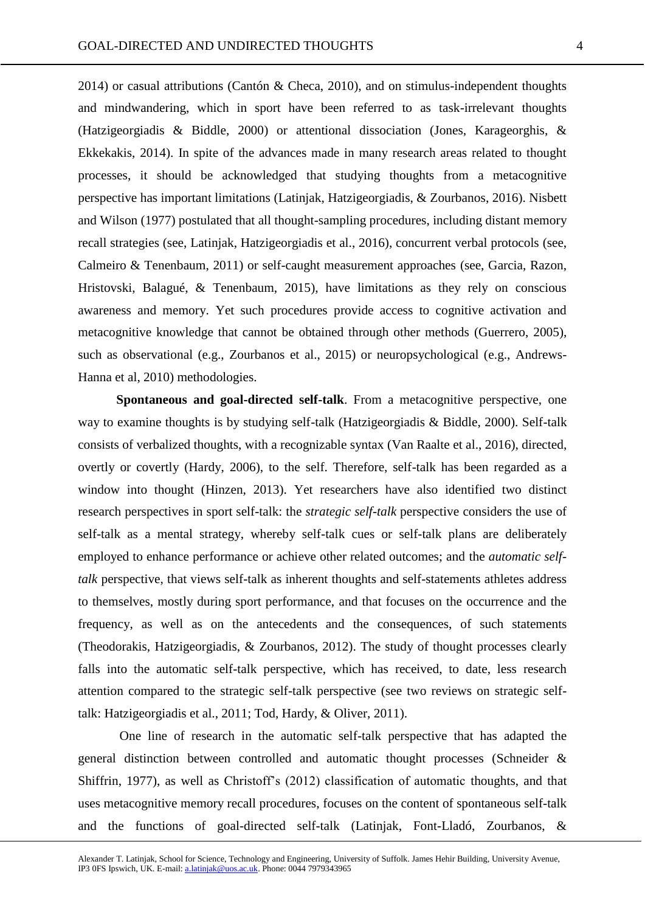2014) or casual attributions (Cantón & Checa, 2010), and on stimulus-independent thoughts and mindwandering, which in sport have been referred to as task-irrelevant thoughts (Hatzigeorgiadis & Biddle, 2000) or attentional dissociation (Jones, Karageorghis, & Ekkekakis, 2014). In spite of the advances made in many research areas related to thought processes, it should be acknowledged that studying thoughts from a metacognitive perspective has important limitations (Latinjak, Hatzigeorgiadis, & Zourbanos, 2016). Nisbett and Wilson (1977) postulated that all thought-sampling procedures, including distant memory recall strategies (see, Latinjak, Hatzigeorgiadis et al., 2016), concurrent verbal protocols (see, Calmeiro & Tenenbaum, 2011) or self-caught measurement approaches (see, Garcia, Razon, Hristovski, Balagué, & Tenenbaum, 2015), have limitations as they rely on conscious awareness and memory. Yet such procedures provide access to cognitive activation and metacognitive knowledge that cannot be obtained through other methods (Guerrero, 2005), such as observational (e.g., Zourbanos et al., 2015) or neuropsychological (e.g., Andrews-Hanna et al, 2010) methodologies.

**Spontaneous and goal-directed self-talk**. From a metacognitive perspective, one way to examine thoughts is by studying self-talk (Hatzigeorgiadis & Biddle, 2000). Self-talk consists of verbalized thoughts, with a recognizable syntax (Van Raalte et al., 2016), directed, overtly or covertly (Hardy, 2006), to the self. Therefore, self-talk has been regarded as a window into thought (Hinzen, 2013). Yet researchers have also identified two distinct research perspectives in sport self-talk: the *strategic self-talk* perspective considers the use of self-talk as a mental strategy, whereby self-talk cues or self-talk plans are deliberately employed to enhance performance or achieve other related outcomes; and the *automatic self-talk* perspective, that views self-talk as inherent thoughts and self-statements athletes address to themselves, mostly during sport performance, and that focuses on the occurrence and the frequency, as well as on the antecedents and the consequences, of such statements (Theodorakis, Hatzigeorgiadis, & Zourbanos, 2012). The study of thought processes clearly falls into the automatic self-talk perspective, which has received, to date, less research attention compared to the strategic self-talk perspective (see two reviews on strategic self-talk: Hatzigeorgiadis et al., 2011; Tod, Hardy, & Oliver, 2011).

One line of research in the automatic self-talk perspective that has adapted the general distinction between controlled and automatic thought processes (Schneider & Shiffrin, 1977), as well as Christoff's (2012) classification of automatic thoughts, and that uses metacognitive memory recall procedures, focuses on the content of spontaneous self-talk and the functions of goal-directed self-talk (Latinjak, Font-Lladó, Zourbanos, &

Alexander T. Latinjak, School for Science, Technology and Engineering, University of Suffolk. James Hehir Building, University Avenue, IP3 0FS Ipswich, UK. E-mail: a.latinjak@uos.ac.uk. Phone: 0044 7979343965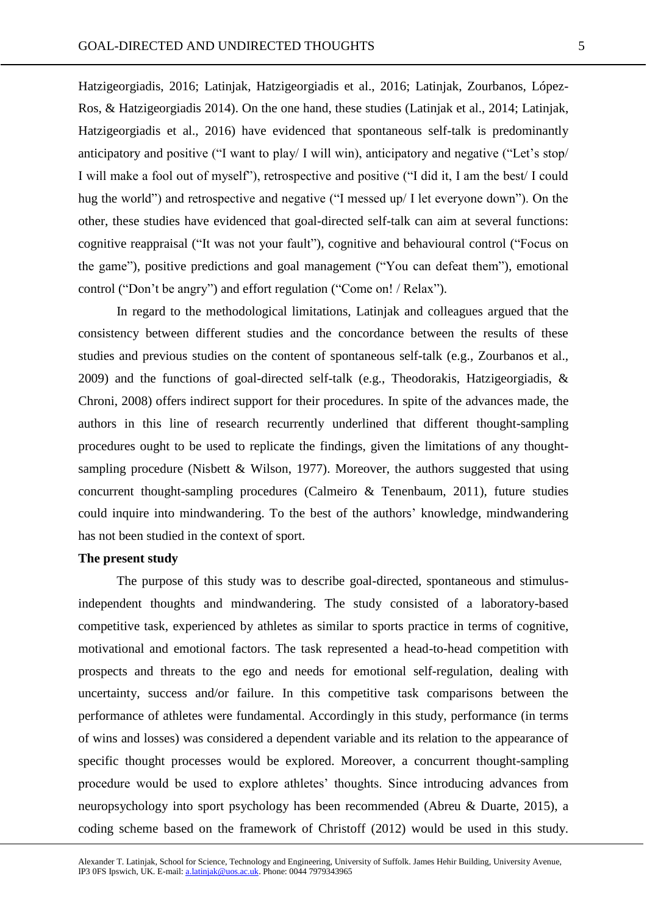Hatzigeorgiadis, 2016; Latinjak, Hatzigeorgiadis et al., 2016; Latinjak, Zourbanos, López-Ros, & Hatzigeorgiadis 2014). On the one hand, these studies (Latinjak et al., 2014; Latinjak, Hatzigeorgiadis et al., 2016) have evidenced that spontaneous self-talk is predominantly anticipatory and positive ("I want to play/ I will win), anticipatory and negative ("Let's stop/ I will make a fool out of myself"), retrospective and positive ("I did it, I am the best/ I could hug the world") and retrospective and negative ("I messed up/ I let everyone down"). On the other, these studies have evidenced that goal-directed self-talk can aim at several functions: cognitive reappraisal ("It was not your fault"), cognitive and behavioural control ("Focus on the game"), positive predictions and goal management ("You can defeat them"), emotional control ("Don't be angry") and effort regulation ("Come on! / Relax").

In regard to the methodological limitations, Latinjak and colleagues argued that the consistency between different studies and the concordance between the results of these studies and previous studies on the content of spontaneous self-talk (e.g., Zourbanos et al., 2009) and the functions of goal-directed self-talk (e.g., Theodorakis, Hatzigeorgiadis, & Chroni, 2008) offers indirect support for their procedures. In spite of the advances made, the authors in this line of research recurrently underlined that different thought-sampling procedures ought to be used to replicate the findings, given the limitations of any thought-sampling procedure (Nisbett & Wilson, 1977). Moreover, the authors suggested that using concurrent thought-sampling procedures (Calmeiro & Tenenbaum, 2011), future studies could inquire into mindwandering. To the best of the authors' knowledge, mindwandering has not been studied in the context of sport.

**The present study**

The purpose of this study was to describe goal-directed, spontaneous and stimulus-independent thoughts and mindwandering. The study consisted of a laboratory-based competitive task, experienced by athletes as similar to sports practice in terms of cognitive, motivational and emotional factors. The task represented a head-to-head competition with prospects and threats to the ego and needs for emotional self-regulation, dealing with uncertainty, success and/or failure. In this competitive task comparisons between the performance of athletes were fundamental. Accordingly in this study, performance (in terms of wins and losses) was considered a dependent variable and its relation to the appearance of specific thought processes would be explored. Moreover, a concurrent thought-sampling procedure would be used to explore athletes' thoughts. Since introducing advances from neuropsychology into sport psychology has been recommended (Abreu & Duarte, 2015), a coding scheme based on the framework of Christoff (2012) would be used in this study.

Alexander T. Latinjak, School for Science, Technology and Engineering, University of Suffolk. James Hehir Building, University Avenue, IP3 0FS Ipswich, UK. E-mail: a.latinjak@uos.ac.uk. Phone: 0044 7979343965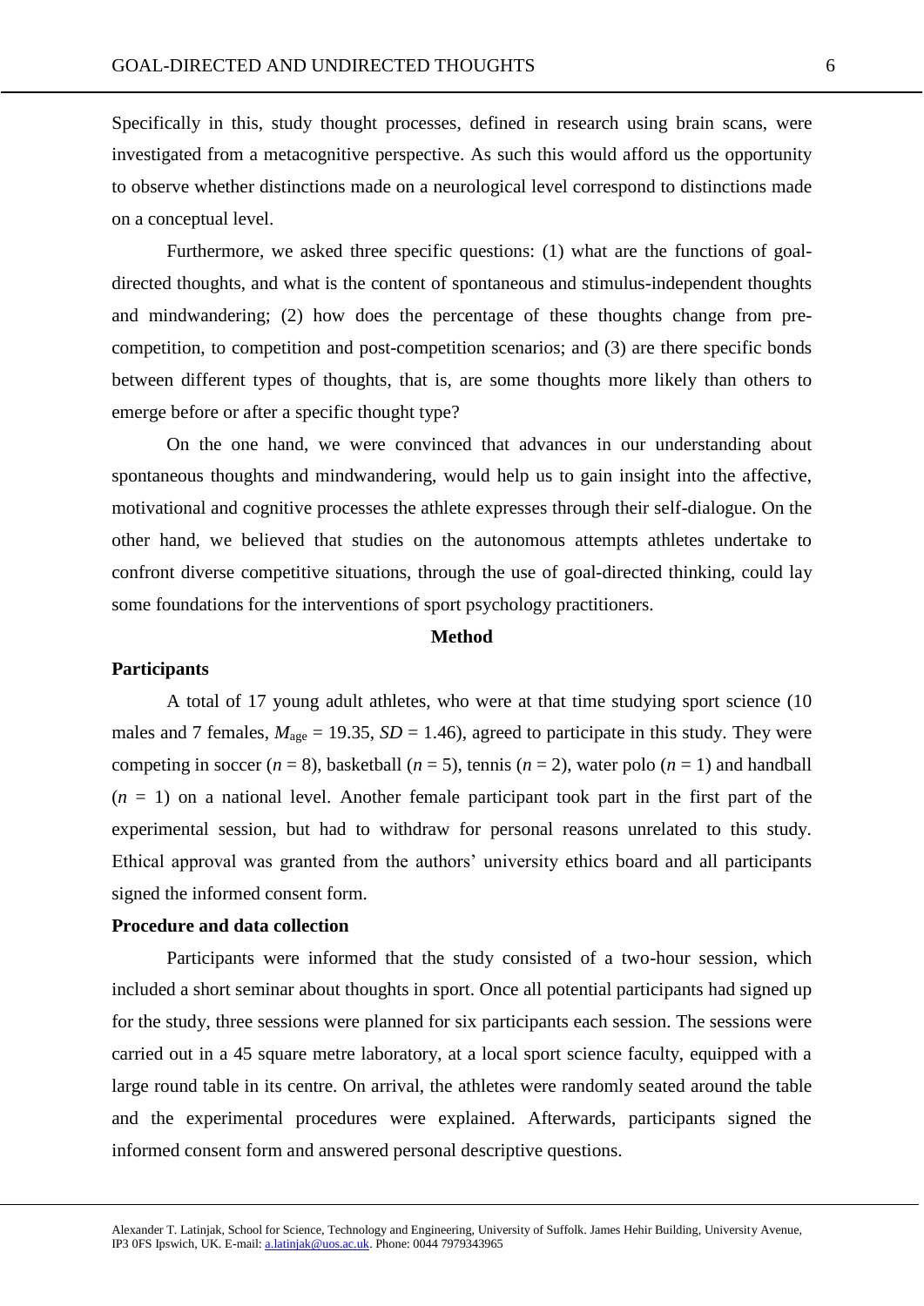Specifically in this, study thought processes, defined in research using brain scans, were investigated from a metacognitive perspective. As such this would afford us the opportunity to observe whether distinctions made on a neurological level correspond to distinctions made on a conceptual level.

Furthermore, we asked three specific questions: (1) what are the functions of goal-directed thoughts, and what is the content of spontaneous and stimulus-independent thoughts and mindwandering; (2) how does the percentage of these thoughts change from pre-competition, to competition and post-competition scenarios; and (3) are there specific bonds between different types of thoughts, that is, are some thoughts more likely than others to emerge before or after a specific thought type?

On the one hand, we were convinced that advances in our understanding about spontaneous thoughts and mindwandering, would help us to gain insight into the affective, motivational and cognitive processes the athlete expresses through their self-dialogue. On the other hand, we believed that studies on the autonomous attempts athletes undertake to confront diverse competitive situations, through the use of goal-directed thinking, could lay some foundations for the interventions of sport psychology practitioners.

## Method

### Participants

A total of 17 young adult athletes, who were at that time studying sport science (10 males and 7 females, $M_{age} = 19.35$, $SD = 1.46$), agreed to participate in this study. They were competing in soccer ($n = 8$), basketball ($n = 5$), tennis ($n = 2$), water polo ($n = 1$) and handball ($n = 1$) on a national level. Another female participant took part in the first part of the experimental session, but had to withdraw for personal reasons unrelated to this study. Ethical approval was granted from the authors' university ethics board and all participants signed the informed consent form.

### Procedure and data collection

Participants were informed that the study consisted of a two-hour session, which included a short seminar about thoughts in sport. Once all potential participants had signed up for the study, three sessions were planned for six participants each session. The sessions were carried out in a 45 square metre laboratory, at a local sport science faculty, equipped with a large round table in its centre. On arrival, the athletes were randomly seated around the table and the experimental procedures were explained. Afterwards, participants signed the informed consent form and answered personal descriptive questions.

Alexander T. Latinjak, School for Science, Technology and Engineering, University of Suffolk. James Hehir Building, University Avenue, IP3 0FS Ipswich, UK. E-mail: a.latinjak@uos.ac.uk. Phone: 0044 7979343965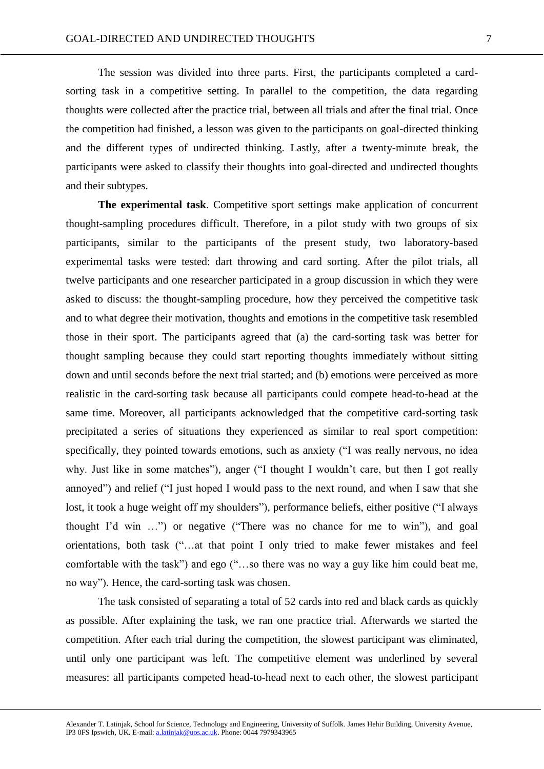The session was divided into three parts. First, the participants completed a card-sorting task in a competitive setting. In parallel to the competition, the data regarding thoughts were collected after the practice trial, between all trials and after the final trial. Once the competition had finished, a lesson was given to the participants on goal-directed thinking and the different types of undirected thinking. Lastly, after a twenty-minute break, the participants were asked to classify their thoughts into goal-directed and undirected thoughts and their subtypes.

**The experimental task**. Competitive sport settings make application of concurrent thought-sampling procedures difficult. Therefore, in a pilot study with two groups of six participants, similar to the participants of the present study, two laboratory-based experimental tasks were tested: dart throwing and card sorting. After the pilot trials, all twelve participants and one researcher participated in a group discussion in which they were asked to discuss: the thought-sampling procedure, how they perceived the competitive task and to what degree their motivation, thoughts and emotions in the competitive task resembled those in their sport. The participants agreed that (a) the card-sorting task was better for thought sampling because they could start reporting thoughts immediately without sitting down and until seconds before the next trial started; and (b) emotions were perceived as more realistic in the card-sorting task because all participants could compete head-to-head at the same time. Moreover, all participants acknowledged that the competitive card-sorting task precipitated a series of situations they experienced as similar to real sport competition: specifically, they pointed towards emotions, such as anxiety ("I was really nervous, no idea why. Just like in some matches"), anger ("I thought I wouldn't care, but then I got really annoyed") and relief ("I just hoped I would pass to the next round, and when I saw that she lost, it took a huge weight off my shoulders"), performance beliefs, either positive ("I always thought I'd win …") or negative ("There was no chance for me to win"), and goal orientations, both task ("…at that point I only tried to make fewer mistakes and feel comfortable with the task") and ego ("…so there was no way a guy like him could beat me, no way"). Hence, the card-sorting task was chosen.

The task consisted of separating a total of 52 cards into red and black cards as quickly as possible. After explaining the task, we ran one practice trial. Afterwards we started the competition. After each trial during the competition, the slowest participant was eliminated, until only one participant was left. The competitive element was underlined by several measures: all participants competed head-to-head next to each other, the slowest participant

Alexander T. Latinjak, School for Science, Technology and Engineering, University of Suffolk. James Hehir Building, University Avenue, IP3 0FS Ipswich, UK. E-mail: a.latinjak@uos.ac.uk. Phone: 0044 7979343965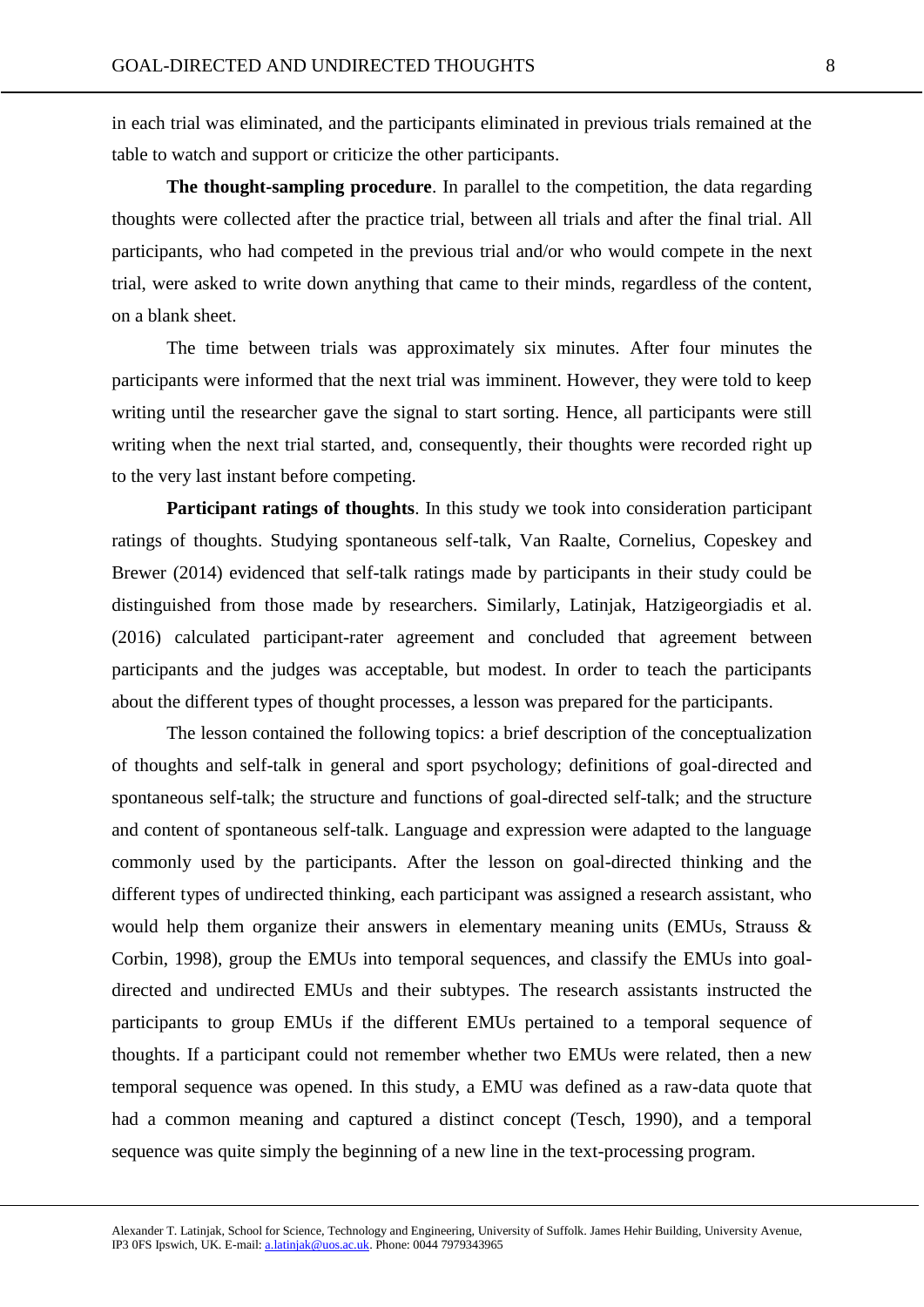in each trial was eliminated, and the participants eliminated in previous trials remained at the table to watch and support or criticize the other participants.

**The thought-sampling procedure**. In parallel to the competition, the data regarding thoughts were collected after the practice trial, between all trials and after the final trial. All participants, who had competed in the previous trial and/or who would compete in the next trial, were asked to write down anything that came to their minds, regardless of the content, on a blank sheet.

The time between trials was approximately six minutes. After four minutes the participants were informed that the next trial was imminent. However, they were told to keep writing until the researcher gave the signal to start sorting. Hence, all participants were still writing when the next trial started, and, consequently, their thoughts were recorded right up to the very last instant before competing.

**Participant ratings of thoughts**. In this study we took into consideration participant ratings of thoughts. Studying spontaneous self-talk, Van Raalte, Cornelius, Copeskey and Brewer (2014) evidenced that self-talk ratings made by participants in their study could be distinguished from those made by researchers. Similarly, Latinjak, Hatzigeorgiadis et al. (2016) calculated participant-rater agreement and concluded that agreement between participants and the judges was acceptable, but modest. In order to teach the participants about the different types of thought processes, a lesson was prepared for the participants.

The lesson contained the following topics: a brief description of the conceptualization of thoughts and self-talk in general and sport psychology; definitions of goal-directed and spontaneous self-talk; the structure and functions of goal-directed self-talk; and the structure and content of spontaneous self-talk. Language and expression were adapted to the language commonly used by the participants. After the lesson on goal-directed thinking and the different types of undirected thinking, each participant was assigned a research assistant, who would help them organize their answers in elementary meaning units (EMUs, Strauss & Corbin, 1998), group the EMUs into temporal sequences, and classify the EMUs into goal-directed and undirected EMUs and their subtypes. The research assistants instructed the participants to group EMUs if the different EMUs pertained to a temporal sequence of thoughts. If a participant could not remember whether two EMUs were related, then a new temporal sequence was opened. In this study, a EMU was defined as a raw-data quote that had a common meaning and captured a distinct concept (Tesch, 1990), and a temporal sequence was quite simply the beginning of a new line in the text-processing program.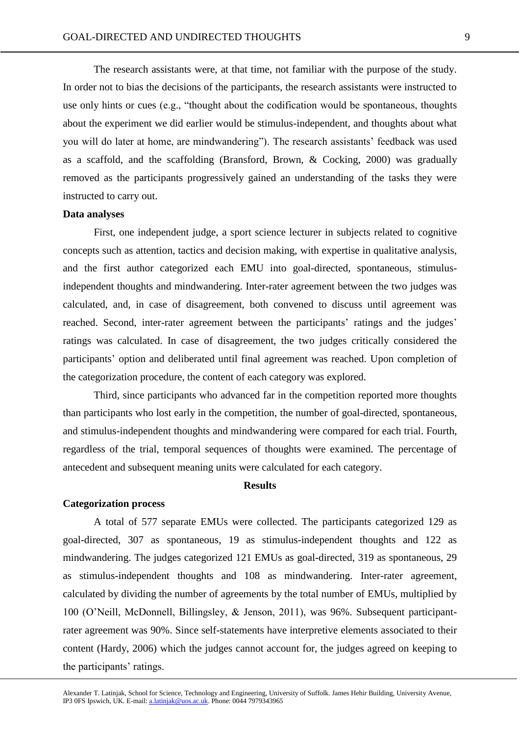The research assistants were, at that time, not familiar with the purpose of the study. In order not to bias the decisions of the participants, the research assistants were instructed to use only hints or cues (e.g., "thought about the codification would be spontaneous, thoughts about the experiment we did earlier would be stimulus-independent, and thoughts about what you will do later at home, are mindwandering"). The research assistants' feedback was used as a scaffold, and the scaffolding (Bransford, Brown, & Cocking, 2000) was gradually removed as the participants progressively gained an understanding of the tasks they were instructed to carry out.

**Data analyses**

First, one independent judge, a sport science lecturer in subjects related to cognitive concepts such as attention, tactics and decision making, with expertise in qualitative analysis, and the first author categorized each EMU into goal-directed, spontaneous, stimulus-independent thoughts and mindwandering. Inter-rater agreement between the two judges was calculated, and, in case of disagreement, both convened to discuss until agreement was reached. Second, inter-rater agreement between the participants' ratings and the judges' ratings was calculated. In case of disagreement, the two judges critically considered the participants' option and deliberated until final agreement was reached. Upon completion of the categorization procedure, the content of each category was explored.

Third, since participants who advanced far in the competition reported more thoughts than participants who lost early in the competition, the number of goal-directed, spontaneous, and stimulus-independent thoughts and mindwandering were compared for each trial. Fourth, regardless of the trial, temporal sequences of thoughts were examined. The percentage of antecedent and subsequent meaning units were calculated for each category.

## Results

**Categorization process**

A total of 577 separate EMUs were collected. The participants categorized 129 as goal-directed, 307 as spontaneous, 19 as stimulus-independent thoughts and 122 as mindwandering. The judges categorized 121 EMUs as goal-directed, 319 as spontaneous, 29 as stimulus-independent thoughts and 108 as mindwandering. Inter-rater agreement, calculated by dividing the number of agreements by the total number of EMUs, multiplied by 100 (O'Neill, McDonnell, Billingsley, & Jenson, 2011), was 96%. Subsequent participant-rater agreement was 90%. Since self-statements have interpretive elements associated to their content (Hardy, 2006) which the judges cannot account for, the judges agreed on keeping to the participants' ratings.

Alexander T. Latinjak, School for Science, Technology and Engineering, University of Suffolk. James Hehir Building, University Avenue, IP3 0FS Ipswich, UK. E-mail: a.latinjak@uos.ac.uk. Phone: 0044 7979343965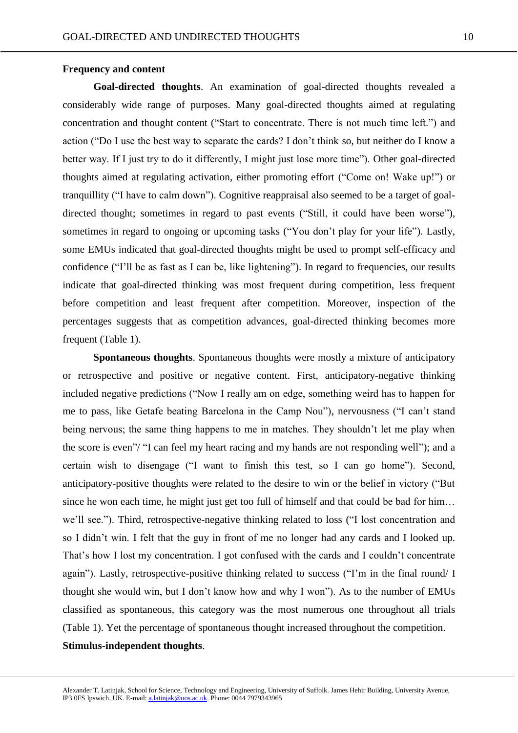**Frequency and content**

**Goal-directed thoughts**. An examination of goal-directed thoughts revealed a considerably wide range of purposes. Many goal-directed thoughts aimed at regulating concentration and thought content ("Start to concentrate. There is not much time left.") and action ("Do I use the best way to separate the cards? I don't think so, but neither do I know a better way. If I just try to do it differently, I might just lose more time"). Other goal-directed thoughts aimed at regulating activation, either promoting effort ("Come on! Wake up!") or tranquillity ("I have to calm down"). Cognitive reappraisal also seemed to be a target of goal-directed thought; sometimes in regard to past events ("Still, it could have been worse"), sometimes in regard to ongoing or upcoming tasks ("You don't play for your life"). Lastly, some EMUs indicated that goal-directed thoughts might be used to prompt self-efficacy and confidence ("I'll be as fast as I can be, like lightening"). In regard to frequencies, our results indicate that goal-directed thinking was most frequent during competition, less frequent before competition and least frequent after competition. Moreover, inspection of the percentages suggests that as competition advances, goal-directed thinking becomes more frequent (Table 1).

**Spontaneous thoughts**. Spontaneous thoughts were mostly a mixture of anticipatory or retrospective and positive or negative content. First, anticipatory-negative thinking included negative predictions ("Now I really am on edge, something weird has to happen for me to pass, like Getafe beating Barcelona in the Camp Nou"), nervousness ("I can't stand being nervous; the same thing happens to me in matches. They shouldn't let me play when the score is even"/ "I can feel my heart racing and my hands are not responding well"); and a certain wish to disengage ("I want to finish this test, so I can go home"). Second, anticipatory-positive thoughts were related to the desire to win or the belief in victory ("But since he won each time, he might just get too full of himself and that could be bad for him… we'll see."). Third, retrospective-negative thinking related to loss ("I lost concentration and so I didn't win. I felt that the guy in front of me no longer had any cards and I looked up. That's how I lost my concentration. I got confused with the cards and I couldn't concentrate again"). Lastly, retrospective-positive thinking related to success ("I'm in the final round/ I thought she would win, but I don't know how and why I won"). As to the number of EMUs classified as spontaneous, this category was the most numerous one throughout all trials (Table 1). Yet the percentage of spontaneous thought increased throughout the competition.

**Stimulus-independent thoughts**.

Alexander T. Latinjak, School for Science, Technology and Engineering, University of Suffolk. James Hehir Building, University Avenue, IP3 0FS Ipswich, UK. E-mail: a.latinjak@uos.ac.uk. Phone: 0044 7979343965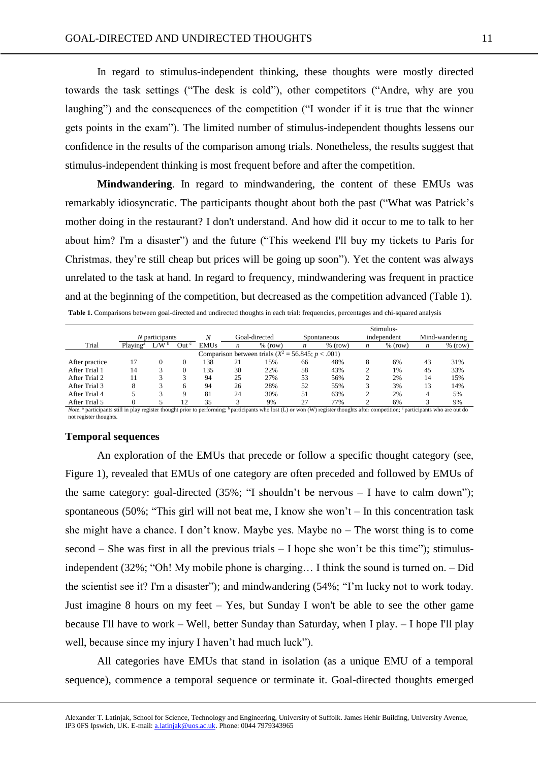In regard to stimulus-independent thinking, these thoughts were mostly directed towards the task settings ("The desk is cold"), other competitors ("Andre, why are you laughing") and the consequences of the competition ("I wonder if it is true that the winner gets points in the exam"). The limited number of stimulus-independent thoughts lessens our confidence in the results of the comparison among trials. Nonetheless, the results suggest that stimulus-independent thinking is most frequent before and after the competition.

**Mindwandering**. In regard to mindwandering, the content of these EMUs was remarkably idiosyncratic. The participants thought about both the past ("What was Patrick's mother doing in the restaurant? I don't understand. And how did it occur to me to talk to her about him? I'm a disaster") and the future ("This weekend I'll buy my tickets to Paris for Christmas, they're still cheap but prices will be going up soon"). Yet the content was always unrelated to the task at hand. In regard to frequency, mindwandering was frequent in practice and at the beginning of the competition, but decreased as the competition advanced (Table 1).

**Table 1.** Comparisons between goal-directed and undirected thoughts in each trial: frequencies, percentages and chi-squared analysis

| Trial | *N* participants | | | *N* | Goal-directed | | Spontaneous | | Stimulus-independent | | Mind-wandering | |
|---|---|---|---|---|---|---|---|---|---|---|---|---|
| | Playing[a] | L/W[b] | Out[c] | EMUs | *n* | % (row) | *n* | % (row) | *n* | % (row) | *n* | % (row) |
| | Comparison between trials ($X^2 = 56.845$; $p < .001$) | | | | | | | | | | | |
| After practice | 17 | 0 | 0 | 138 | 21 | 15% | 66 | 48% | 8 | 6% | 43 | 31% |
| After Trial 1 | 14 | 3 | 0 | 135 | 30 | 22% | 58 | 43% | 2 | 1% | 45 | 33% |
| After Trial 2 | 11 | 3 | 3 | 94 | 25 | 27% | 53 | 56% | 2 | 2% | 14 | 15% |
| After Trial 3 | 8 | 3 | 6 | 94 | 26 | 28% | 52 | 55% | 3 | 3% | 13 | 14% |
| After Trial 4 | 5 | 3 | 9 | 81 | 24 | 30% | 51 | 63% | 2 | 2% | 4 | 5% |
| After Trial 5 | 0 | 5 | 12 | 35 | 3 | 9% | 27 | 77% | 2 | 6% | 3 | 9% |

*Note.* [a] participants still in play register thought prior to performing; [b] participants who lost (L) or won (W) register thoughts after competition; [c] participants who are out do not register thoughts.

### Temporal sequences

An exploration of the EMUs that precede or follow a specific thought category (see, Figure 1), revealed that EMUs of one category are often preceded and followed by EMUs of the same category: goal-directed (35%; "I shouldn't be nervous – I have to calm down"); spontaneous (50%; "This girl will not beat me, I know she won't – In this concentration task she might have a chance. I don't know. Maybe yes. Maybe no – The worst thing is to come second – She was first in all the previous trials – I hope she won't be this time"); stimulus-independent (32%; "Oh! My mobile phone is charging… I think the sound is turned on. – Did the scientist see it? I'm a disaster"); and mindwandering (54%; "I'm lucky not to work today. Just imagine 8 hours on my feet – Yes, but Sunday I won't be able to see the other game because I'll have to work – Well, better Sunday than Saturday, when I play. – I hope I'll play well, because since my injury I haven't had much luck").

All categories have EMUs that stand in isolation (as a unique EMU of a temporal sequence), commence a temporal sequence or terminate it. Goal-directed thoughts emerged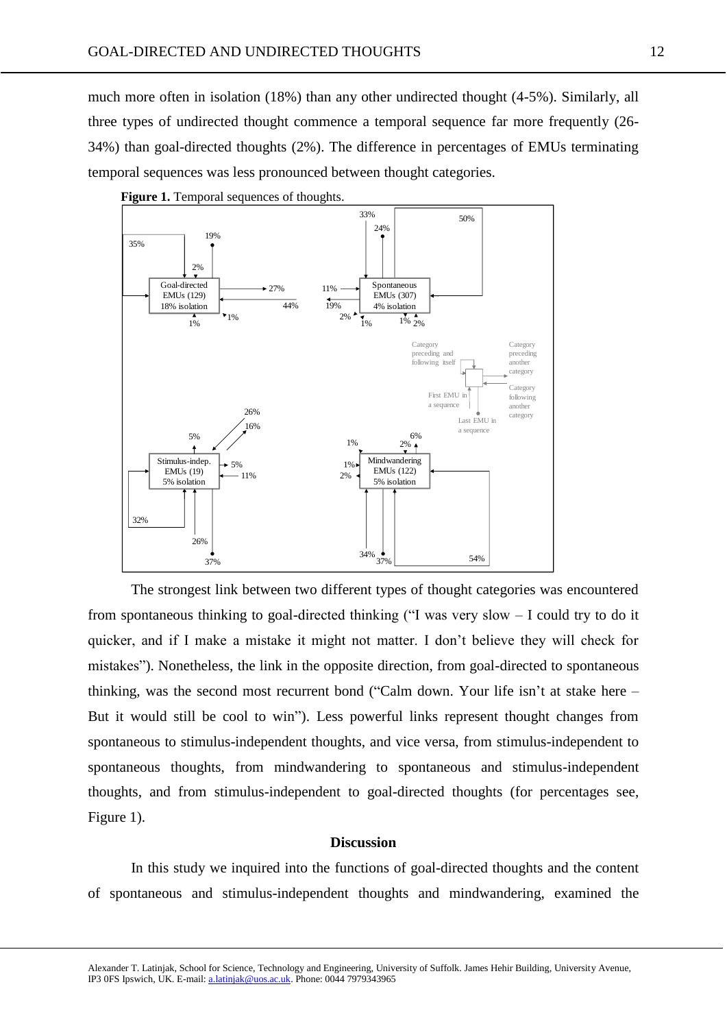much more often in isolation (18%) than any other undirected thought (4-5%). Similarly, all three types of undirected thought commence a temporal sequence far more frequently (26-34%) than goal-directed thoughts (2%). The difference in percentages of EMUs terminating temporal sequences was less pronounced between thought categories.

**Figure 1.** Temporal sequences of thoughts.

The strongest link between two different types of thought categories was encountered from spontaneous thinking to goal-directed thinking ("I was very slow – I could try to do it quicker, and if I make a mistake it might not matter. I don't believe they will check for mistakes"). Nonetheless, the link in the opposite direction, from goal-directed to spontaneous thinking, was the second most recurrent bond ("Calm down. Your life isn't at stake here – But it would still be cool to win"). Less powerful links represent thought changes from spontaneous to stimulus-independent thoughts, and vice versa, from stimulus-independent to spontaneous thoughts, from mindwandering to spontaneous and stimulus-independent thoughts, and from stimulus-independent to goal-directed thoughts (for percentages see, Figure 1).

## Discussion

In this study we inquired into the functions of goal-directed thoughts and the content of spontaneous and stimulus-independent thoughts and mindwandering, examined the

Alexander T. Latinjak, School for Science, Technology and Engineering, University of Suffolk. James Hehir Building, University Avenue, IP3 0FS Ipswich, UK. E-mail: a.latinjak@uos.ac.uk. Phone: 0044 7979343965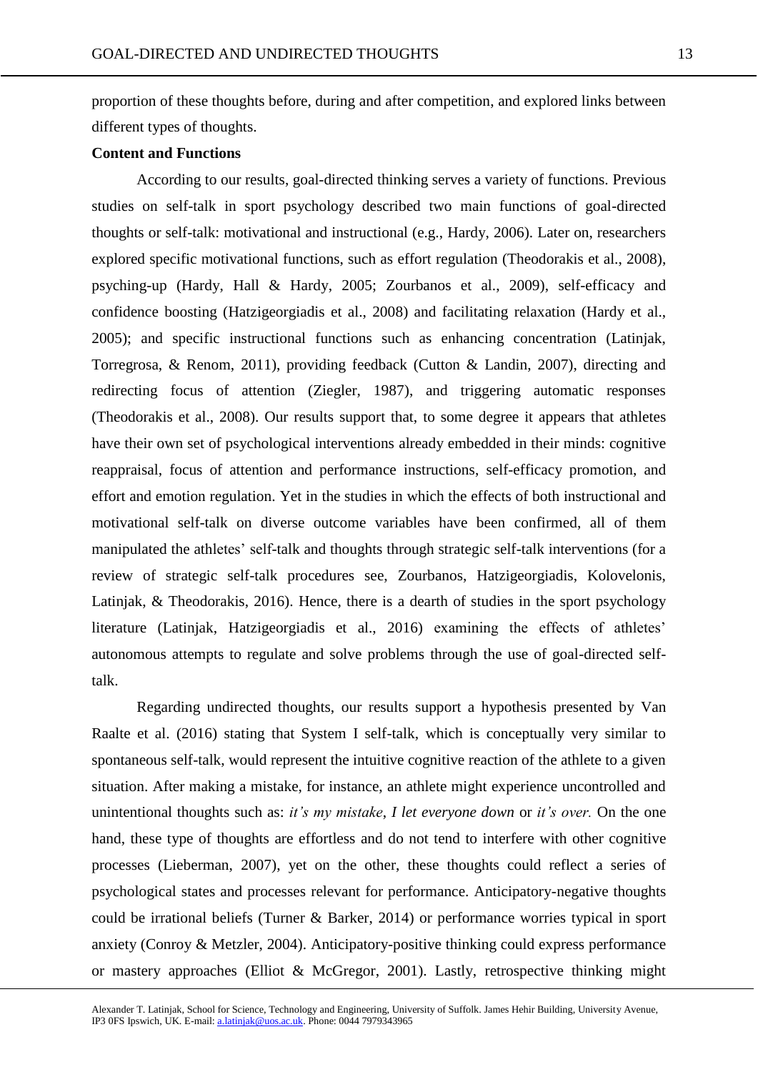proportion of these thoughts before, during and after competition, and explored links between different types of thoughts.

**Content and Functions**

According to our results, goal-directed thinking serves a variety of functions. Previous studies on self-talk in sport psychology described two main functions of goal-directed thoughts or self-talk: motivational and instructional (e.g., Hardy, 2006). Later on, researchers explored specific motivational functions, such as effort regulation (Theodorakis et al., 2008), psyching-up (Hardy, Hall & Hardy, 2005; Zourbanos et al., 2009), self-efficacy and confidence boosting (Hatzigeorgiadis et al., 2008) and facilitating relaxation (Hardy et al., 2005); and specific instructional functions such as enhancing concentration (Latinjak, Torregrosa, & Renom, 2011), providing feedback (Cutton & Landin, 2007), directing and redirecting focus of attention (Ziegler, 1987), and triggering automatic responses (Theodorakis et al., 2008). Our results support that, to some degree it appears that athletes have their own set of psychological interventions already embedded in their minds: cognitive reappraisal, focus of attention and performance instructions, self-efficacy promotion, and effort and emotion regulation. Yet in the studies in which the effects of both instructional and motivational self-talk on diverse outcome variables have been confirmed, all of them manipulated the athletes' self-talk and thoughts through strategic self-talk interventions (for a review of strategic self-talk procedures see, Zourbanos, Hatzigeorgiadis, Kolovelonis, Latinjak, & Theodorakis, 2016). Hence, there is a dearth of studies in the sport psychology literature (Latinjak, Hatzigeorgiadis et al., 2016) examining the effects of athletes' autonomous attempts to regulate and solve problems through the use of goal-directed self-talk.

Regarding undirected thoughts, our results support a hypothesis presented by Van Raalte et al. (2016) stating that System I self-talk, which is conceptually very similar to spontaneous self-talk, would represent the intuitive cognitive reaction of the athlete to a given situation. After making a mistake, for instance, an athlete might experience uncontrolled and unintentional thoughts such as: *it's my mistake*, *I let everyone down* or *it's over.* On the one hand, these type of thoughts are effortless and do not tend to interfere with other cognitive processes (Lieberman, 2007), yet on the other, these thoughts could reflect a series of psychological states and processes relevant for performance. Anticipatory-negative thoughts could be irrational beliefs (Turner & Barker, 2014) or performance worries typical in sport anxiety (Conroy & Metzler, 2004). Anticipatory-positive thinking could express performance or mastery approaches (Elliot & McGregor, 2001). Lastly, retrospective thinking might

Alexander T. Latinjak, School for Science, Technology and Engineering, University of Suffolk. James Hehir Building, University Avenue, IP3 0FS Ipswich, UK. E-mail: a.latinjak@uos.ac.uk. Phone: 0044 7979343965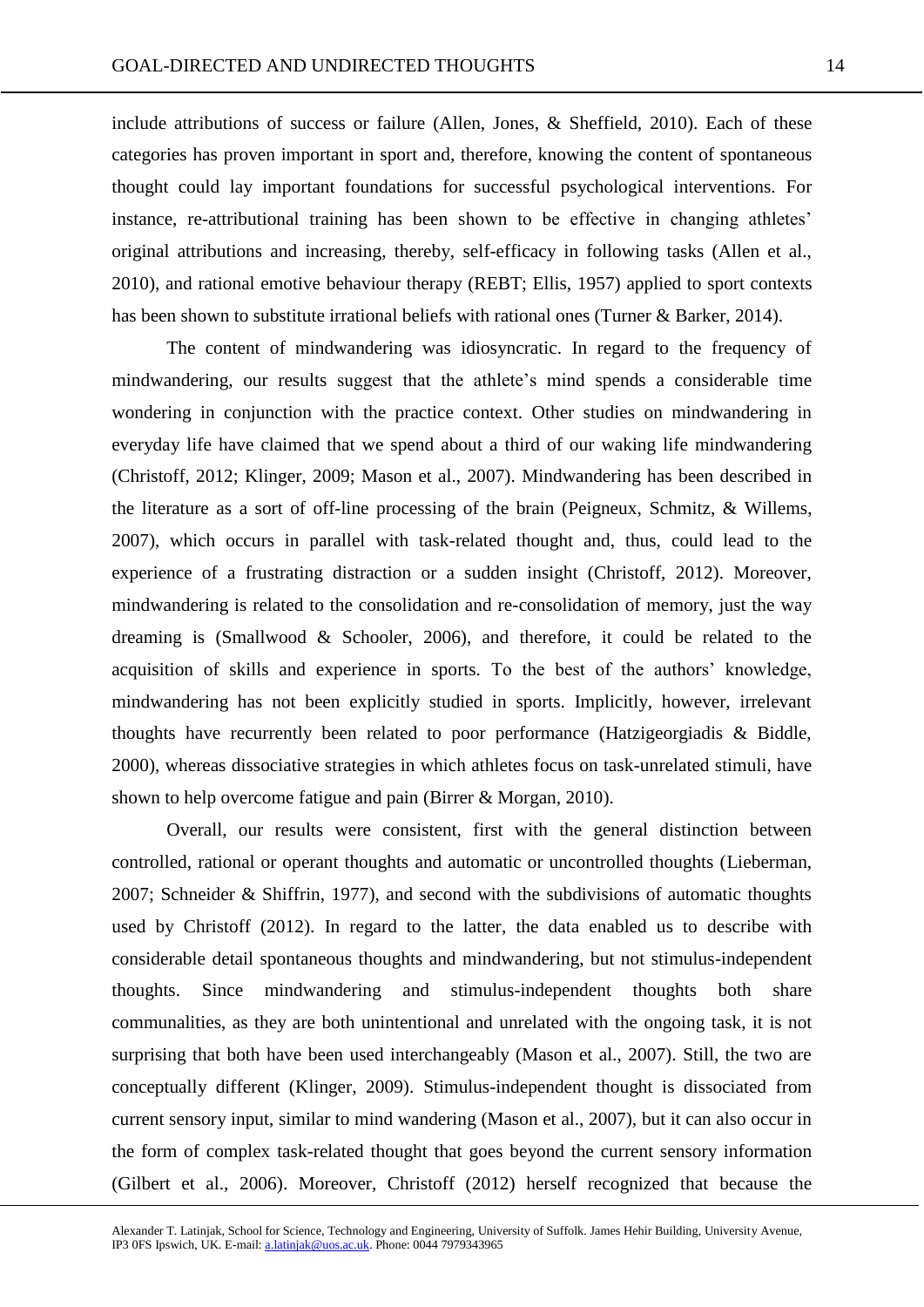include attributions of success or failure (Allen, Jones, & Sheffield, 2010). Each of these categories has proven important in sport and, therefore, knowing the content of spontaneous thought could lay important foundations for successful psychological interventions. For instance, re-attributional training has been shown to be effective in changing athletes' original attributions and increasing, thereby, self-efficacy in following tasks (Allen et al., 2010), and rational emotive behaviour therapy (REBT; Ellis, 1957) applied to sport contexts has been shown to substitute irrational beliefs with rational ones (Turner & Barker, 2014).

The content of mindwandering was idiosyncratic. In regard to the frequency of mindwandering, our results suggest that the athlete's mind spends a considerable time wondering in conjunction with the practice context. Other studies on mindwandering in everyday life have claimed that we spend about a third of our waking life mindwandering (Christoff, 2012; Klinger, 2009; Mason et al., 2007). Mindwandering has been described in the literature as a sort of off-line processing of the brain (Peigneux, Schmitz, & Willems, 2007), which occurs in parallel with task-related thought and, thus, could lead to the experience of a frustrating distraction or a sudden insight (Christoff, 2012). Moreover, mindwandering is related to the consolidation and re-consolidation of memory, just the way dreaming is (Smallwood & Schooler, 2006), and therefore, it could be related to the acquisition of skills and experience in sports. To the best of the authors' knowledge, mindwandering has not been explicitly studied in sports. Implicitly, however, irrelevant thoughts have recurrently been related to poor performance (Hatzigeorgiadis & Biddle, 2000), whereas dissociative strategies in which athletes focus on task-unrelated stimuli, have shown to help overcome fatigue and pain (Birrer & Morgan, 2010).

Overall, our results were consistent, first with the general distinction between controlled, rational or operant thoughts and automatic or uncontrolled thoughts (Lieberman, 2007; Schneider & Shiffrin, 1977), and second with the subdivisions of automatic thoughts used by Christoff (2012). In regard to the latter, the data enabled us to describe with considerable detail spontaneous thoughts and mindwandering, but not stimulus-independent thoughts. Since mindwandering and stimulus-independent thoughts both share communalities, as they are both unintentional and unrelated with the ongoing task, it is not surprising that both have been used interchangeably (Mason et al., 2007). Still, the two are conceptually different (Klinger, 2009). Stimulus-independent thought is dissociated from current sensory input, similar to mind wandering (Mason et al., 2007), but it can also occur in the form of complex task-related thought that goes beyond the current sensory information (Gilbert et al., 2006). Moreover, Christoff (2012) herself recognized that because the

Alexander T. Latinjak, School for Science, Technology and Engineering, University of Suffolk. James Hehir Building, University Avenue, IP3 0FS Ipswich, UK. E-mail: a.latinjak@uos.ac.uk. Phone: 0044 7979343965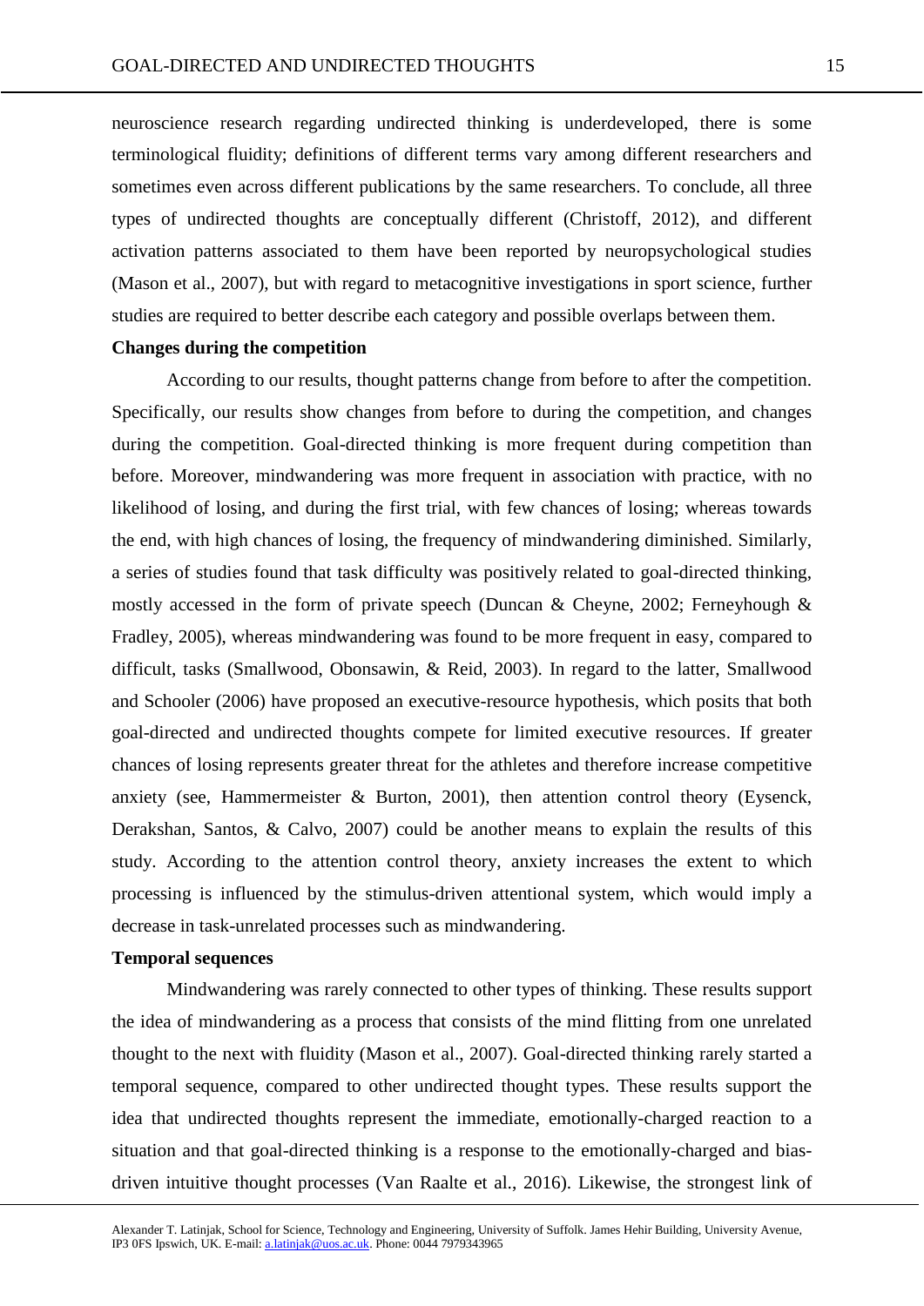neuroscience research regarding undirected thinking is underdeveloped, there is some terminological fluidity; definitions of different terms vary among different researchers and sometimes even across different publications by the same researchers. To conclude, all three types of undirected thoughts are conceptually different (Christoff, 2012), and different activation patterns associated to them have been reported by neuropsychological studies (Mason et al., 2007), but with regard to metacognitive investigations in sport science, further studies are required to better describe each category and possible overlaps between them.

**Changes during the competition**

According to our results, thought patterns change from before to after the competition. Specifically, our results show changes from before to during the competition, and changes during the competition. Goal-directed thinking is more frequent during competition than before. Moreover, mindwandering was more frequent in association with practice, with no likelihood of losing, and during the first trial, with few chances of losing; whereas towards the end, with high chances of losing, the frequency of mindwandering diminished. Similarly, a series of studies found that task difficulty was positively related to goal-directed thinking, mostly accessed in the form of private speech (Duncan & Cheyne, 2002; Ferneyhough & Fradley, 2005), whereas mindwandering was found to be more frequent in easy, compared to difficult, tasks (Smallwood, Obonsawin, & Reid, 2003). In regard to the latter, Smallwood and Schooler (2006) have proposed an executive-resource hypothesis, which posits that both goal-directed and undirected thoughts compete for limited executive resources. If greater chances of losing represents greater threat for the athletes and therefore increase competitive anxiety (see, Hammermeister & Burton, 2001), then attention control theory (Eysenck, Derakshan, Santos, & Calvo, 2007) could be another means to explain the results of this study. According to the attention control theory, anxiety increases the extent to which processing is influenced by the stimulus-driven attentional system, which would imply a decrease in task-unrelated processes such as mindwandering.

**Temporal sequences**

Mindwandering was rarely connected to other types of thinking. These results support the idea of mindwandering as a process that consists of the mind flitting from one unrelated thought to the next with fluidity (Mason et al., 2007). Goal-directed thinking rarely started a temporal sequence, compared to other undirected thought types. These results support the idea that undirected thoughts represent the immediate, emotionally-charged reaction to a situation and that goal-directed thinking is a response to the emotionally-charged and bias-driven intuitive thought processes (Van Raalte et al., 2016). Likewise, the strongest link of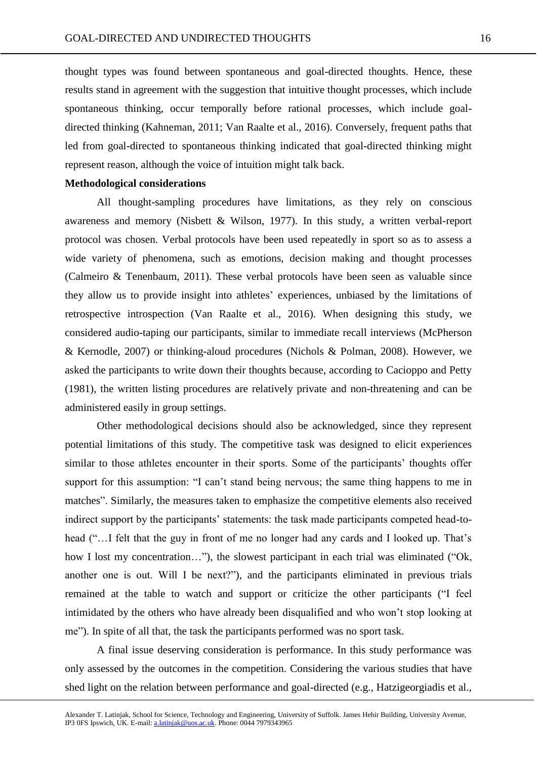thought types was found between spontaneous and goal-directed thoughts. Hence, these results stand in agreement with the suggestion that intuitive thought processes, which include spontaneous thinking, occur temporally before rational processes, which include goal-directed thinking (Kahneman, 2011; Van Raalte et al., 2016). Conversely, frequent paths that led from goal-directed to spontaneous thinking indicated that goal-directed thinking might represent reason, although the voice of intuition might talk back.

**Methodological considerations**

All thought-sampling procedures have limitations, as they rely on conscious awareness and memory (Nisbett & Wilson, 1977). In this study, a written verbal-report protocol was chosen. Verbal protocols have been used repeatedly in sport so as to assess a wide variety of phenomena, such as emotions, decision making and thought processes (Calmeiro & Tenenbaum, 2011). These verbal protocols have been seen as valuable since they allow us to provide insight into athletes' experiences, unbiased by the limitations of retrospective introspection (Van Raalte et al., 2016). When designing this study, we considered audio-taping our participants, similar to immediate recall interviews (McPherson & Kernodle, 2007) or thinking-aloud procedures (Nichols & Polman, 2008). However, we asked the participants to write down their thoughts because, according to Cacioppo and Petty (1981), the written listing procedures are relatively private and non-threatening and can be administered easily in group settings.

Other methodological decisions should also be acknowledged, since they represent potential limitations of this study. The competitive task was designed to elicit experiences similar to those athletes encounter in their sports. Some of the participants' thoughts offer support for this assumption: "I can't stand being nervous; the same thing happens to me in matches". Similarly, the measures taken to emphasize the competitive elements also received indirect support by the participants' statements: the task made participants competed head-to-head ("…I felt that the guy in front of me no longer had any cards and I looked up. That's how I lost my concentration…"), the slowest participant in each trial was eliminated ("Ok, another one is out. Will I be next?"), and the participants eliminated in previous trials remained at the table to watch and support or criticize the other participants ("I feel intimidated by the others who have already been disqualified and who won't stop looking at me"). In spite of all that, the task the participants performed was no sport task.

A final issue deserving consideration is performance. In this study performance was only assessed by the outcomes in the competition. Considering the various studies that have shed light on the relation between performance and goal-directed (e.g., Hatzigeorgiadis et al.,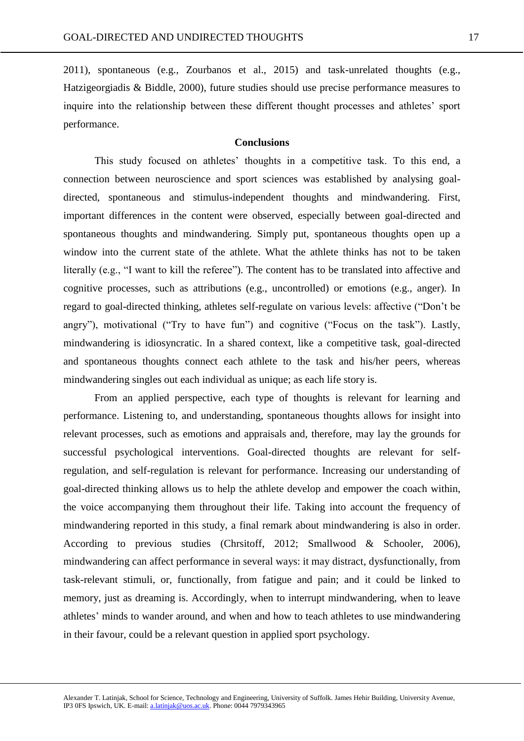2011), spontaneous (e.g., Zourbanos et al., 2015) and task-unrelated thoughts (e.g., Hatzigeorgiadis & Biddle, 2000), future studies should use precise performance measures to inquire into the relationship between these different thought processes and athletes' sport performance.

## Conclusions

This study focused on athletes' thoughts in a competitive task. To this end, a connection between neuroscience and sport sciences was established by analysing goal-directed, spontaneous and stimulus-independent thoughts and mindwandering. First, important differences in the content were observed, especially between goal-directed and spontaneous thoughts and mindwandering. Simply put, spontaneous thoughts open up a window into the current state of the athlete. What the athlete thinks has not to be taken literally (e.g., "I want to kill the referee"). The content has to be translated into affective and cognitive processes, such as attributions (e.g., uncontrolled) or emotions (e.g., anger). In regard to goal-directed thinking, athletes self-regulate on various levels: affective ("Don't be angry"), motivational ("Try to have fun") and cognitive ("Focus on the task"). Lastly, mindwandering is idiosyncratic. In a shared context, like a competitive task, goal-directed and spontaneous thoughts connect each athlete to the task and his/her peers, whereas mindwandering singles out each individual as unique; as each life story is.

From an applied perspective, each type of thoughts is relevant for learning and performance. Listening to, and understanding, spontaneous thoughts allows for insight into relevant processes, such as emotions and appraisals and, therefore, may lay the grounds for successful psychological interventions. Goal-directed thoughts are relevant for self-regulation, and self-regulation is relevant for performance. Increasing our understanding of goal-directed thinking allows us to help the athlete develop and empower the coach within, the voice accompanying them throughout their life. Taking into account the frequency of mindwandering reported in this study, a final remark about mindwandering is also in order. According to previous studies (Chrsitoff, 2012; Smallwood & Schooler, 2006), mindwandering can affect performance in several ways: it may distract, dysfunctionally, from task-relevant stimuli, or, functionally, from fatigue and pain; and it could be linked to memory, just as dreaming is. Accordingly, when to interrupt mindwandering, when to leave athletes' minds to wander around, and when and how to teach athletes to use mindwandering in their favour, could be a relevant question in applied sport psychology.

Alexander T. Latinjak, School for Science, Technology and Engineering, University of Suffolk. James Hehir Building, University Avenue, IP3 0FS Ipswich, UK. E-mail: a.latinjak@uos.ac.uk. Phone: 0044 7979343965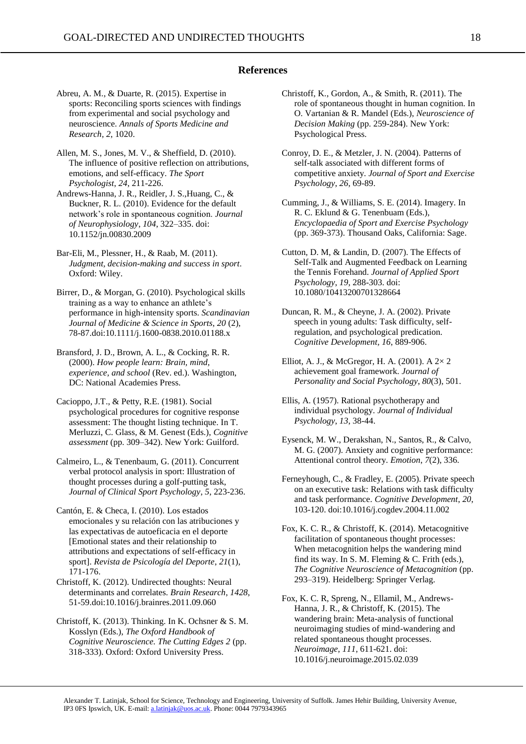## References

Abreu, A. M., & Duarte, R. (2015). Expertise in sports: Reconciling sports sciences with findings from experimental and social psychology and neuroscience. *Annals of Sports Medicine and Research*, *2*, 1020.

Allen, M. S., Jones, M. V., & Sheffield, D. (2010). The influence of positive reflection on attributions, emotions, and self-efficacy. *The Sport Psychologist*, *24*, 211-226.

Andrews-Hanna, J. R., Reidler, J. S.,Huang, C., & Buckner, R. L. (2010). Evidence for the default network's role in spontaneous cognition. *Journal of Neurophysiology, 104*, 322–335. doi: 10.1152/jn.00830.2009

Bar-Eli, M., Plessner, H., & Raab, M. (2011). *Judgment, decision-making and success in sport*. Oxford: Wiley.

Birrer, D., & Morgan, G. (2010). Psychological skills training as a way to enhance an athlete's performance in high-intensity sports. *Scandinavian Journal of Medicine & Science in Sports*, *20* (2), 78-87.doi:10.1111/j.1600-0838.2010.01188.x

Bransford, J. D., Brown, A. L., & Cocking, R. R. (2000). *How people learn: Brain, mind, experience, and school* (Rev. ed.). Washington, DC: National Academies Press.

Cacioppo, J.T., & Petty, R.E. (1981). Social psychological procedures for cognitive response assessment: The thought listing technique. In T. Merluzzi, C. Glass, & M. Genest (Eds.), *Cognitive assessment* (pp. 309–342). New York: Guilford.

Calmeiro, L., & Tenenbaum, G. (2011). Concurrent verbal protocol analysis in sport: Illustration of thought processes during a golf-putting task, *Journal of Clinical Sport Psychology*, *5*, 223-236.

Cantón, E. & Checa, I. (2010). Los estados emocionales y su relación con las atribuciones y las expectativas de autoeficacia en el deporte [Emotional states and their relationship to attributions and expectations of self-efficacy in sport]. *Revista de Psicología del Deporte*, *21*(1), 171-176.

Christoff, K. (2012). Undirected thoughts: Neural determinants and correlates. *Brain Research*, *1428*, 51-59.doi:10.1016/j.brainres.2011.09.060

Christoff, K. (2013). Thinking. In K. Ochsner & S. M. Kosslyn (Eds.), *The Oxford Handbook of Cognitive Neuroscience. The Cutting Edges 2* (pp. 318-333). Oxford: Oxford University Press.

Christoff, K., Gordon, A., & Smith, R. (2011). The role of spontaneous thought in human cognition. In O. Vartanian & R. Mandel (Eds.), *Neuroscience of Decision Making* (pp. 259-284). New York: Psychological Press.

Conroy, D. E., & Metzler, J. N. (2004). Patterns of self-talk associated with different forms of competitive anxiety. *Journal of Sport and Exercise Psychology*, *26*, 69-89.

Cumming, J., & Williams, S. E. (2014). Imagery. In R. C. Eklund & G. Tenenbuam (Eds.), *Encyclopaedia of Sport and Exercise Psychology* (pp. 369-373). Thousand Oaks, California: Sage.

Cutton, D. M, & Landin, D. (2007). The Effects of Self-Talk and Augmented Feedback on Learning the Tennis Forehand. *Journal of Applied Sport Psychology*, *19*, 288-303. doi: 10.1080/10413200701328664

Duncan, R. M., & Cheyne, J. A. (2002). Private speech in young adults: Task difficulty, self-regulation, and psychological predication. *Cognitive Development, 16*, 889-906.

Elliot, A. J., & McGregor, H. A. (2001). A 2× 2 achievement goal framework. *Journal of Personality and Social Psychology*, *80*(3), 501.

Ellis, A. (1957). Rational psychotherapy and individual psychology. *Journal of Individual Psychology*, *13*, 38-44.

Eysenck, M. W., Derakshan, N., Santos, R., & Calvo, M. G. (2007). Anxiety and cognitive performance: Attentional control theory. *Emotion*, *7*(2), 336.

Ferneyhough, C., & Fradley, E. (2005). Private speech on an executive task: Relations with task difficulty and task performance. *Cognitive Development*, *20*, 103-120. doi:10.1016/j.cogdev.2004.11.002

Fox, K. C. R., & Christoff, K. (2014). Metacognitive facilitation of spontaneous thought processes: When metacognition helps the wandering mind find its way. In S. M. Fleming & C. Frith (eds.), *The Cognitive Neuroscience of Metacognition* (pp. 293–319). Heidelberg: Springer Verlag.

Fox, K. C. R, Spreng, N., Ellamil, M., Andrews-Hanna, J. R., & Christoff, K. (2015). The wandering brain: Meta-analysis of functional neuroimaging studies of mind-wandering and related spontaneous thought processes. *Neuroimage*, *111*, 611-621. doi: 10.1016/j.neuroimage.2015.02.039

Alexander T. Latinjak, School for Science, Technology and Engineering, University of Suffolk. James Hehir Building, University Avenue, IP3 0FS Ipswich, UK. E-mail: a.latinjak@uos.ac.uk. Phone: 0044 7979343965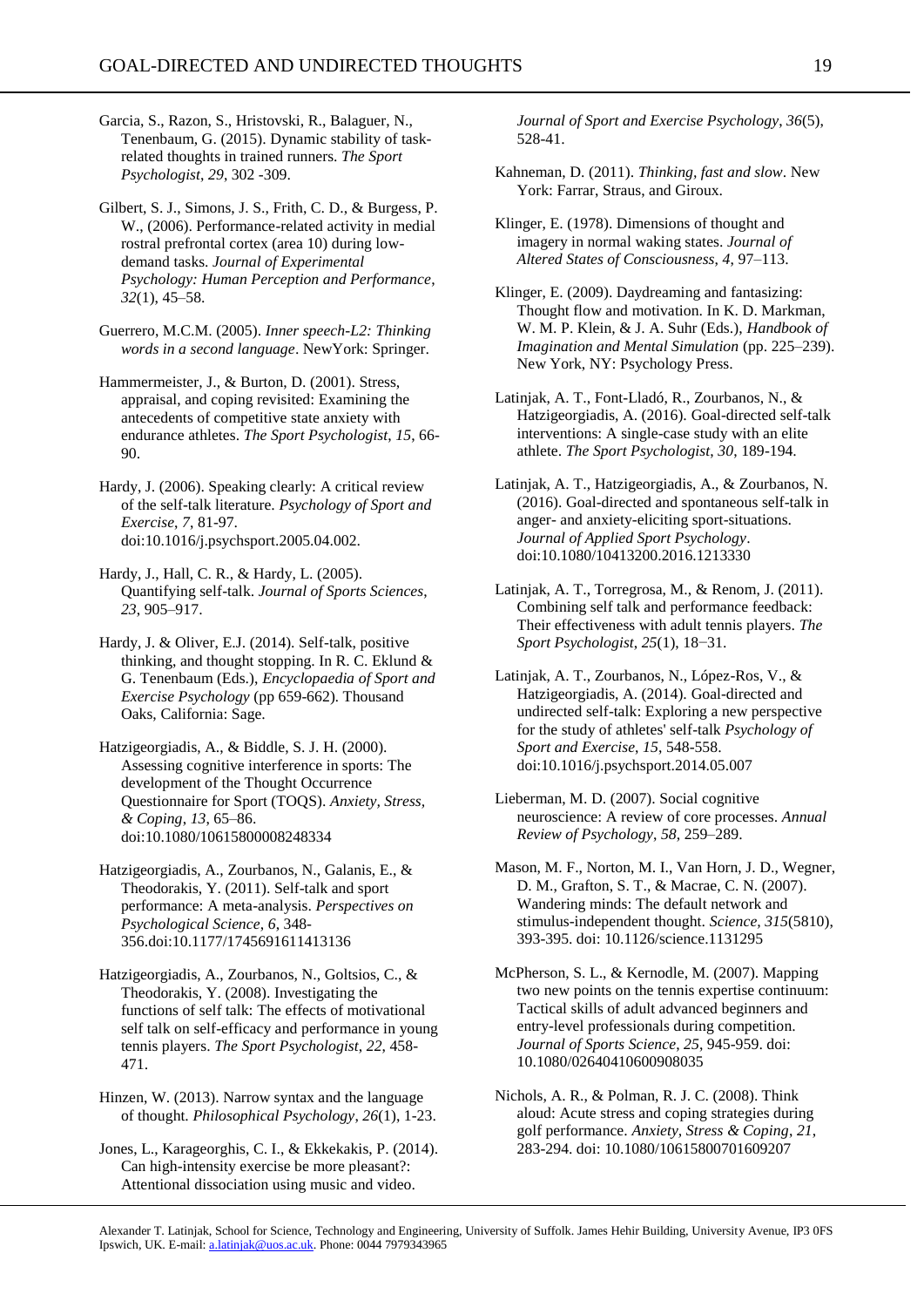Garcia, S., Razon, S., Hristovski, R., Balaguer, N., Tenenbaum, G. (2015). Dynamic stability of task-related thoughts in trained runners. *The Sport Psychologist*, *29*, 302 -309.

Gilbert, S. J., Simons, J. S., Frith, C. D., & Burgess, P. W., (2006). Performance-related activity in medial rostral prefrontal cortex (area 10) during low-demand tasks. *Journal of Experimental Psychology: Human Perception and Performance*, *32*(1), 45–58.

Guerrero, M.C.M. (2005). *Inner speech-L2: Thinking words in a second language*. NewYork: Springer.

Hammermeister, J., & Burton, D. (2001). Stress, appraisal, and coping revisited: Examining the antecedents of competitive state anxiety with endurance athletes. *The Sport Psychologist*, *15*, 66-90.

Hardy, J. (2006). Speaking clearly: A critical review of the self-talk literature. *Psychology of Sport and Exercise*, *7*, 81-97. doi:10.1016/j.psychsport.2005.04.002.

Hardy, J., Hall, C. R., & Hardy, L. (2005). Quantifying self-talk. *Journal of Sports Sciences*, *23*, 905–917.

Hardy, J. & Oliver, E.J. (2014). Self-talk, positive thinking, and thought stopping. In R. C. Eklund & G. Tenenbaum (Eds.), *Encyclopaedia of Sport and Exercise Psychology* (pp 659-662). Thousand Oaks, California: Sage.

Hatzigeorgiadis, A., & Biddle, S. J. H. (2000). Assessing cognitive interference in sports: The development of the Thought Occurrence Questionnaire for Sport (TOQS). *Anxiety, Stress, & Coping*, *13*, 65–86. doi:10.1080/10615800008248334

Hatzigeorgiadis, A., Zourbanos, N., Galanis, E., & Theodorakis, Y. (2011). Self-talk and sport performance: A meta-analysis. *Perspectives on Psychological Science*, *6*, 348-356.doi:10.1177/1745691611413136

Hatzigeorgiadis, A., Zourbanos, N., Goltsios, C., & Theodorakis, Y. (2008). Investigating the functions of self talk: The effects of motivational self talk on self-efficacy and performance in young tennis players. *The Sport Psychologist*, *22*, 458-471.

Hinzen, W. (2013). Narrow syntax and the language of thought. *Philosophical Psychology*, *26*(1), 1-23.

Jones, L., Karageorghis, C. I., & Ekkekakis, P. (2014). Can high-intensity exercise be more pleasant?: Attentional dissociation using music and video. *Journal of Sport and Exercise Psychology*, *36*(5), 528-41.

Kahneman, D. (2011). *Thinking, fast and slow*. New York: Farrar, Straus, and Giroux.

Klinger, E. (1978). Dimensions of thought and imagery in normal waking states. *Journal of Altered States of Consciousness*, *4*, 97–113.

Klinger, E. (2009). Daydreaming and fantasizing: Thought flow and motivation. In K. D. Markman, W. M. P. Klein, & J. A. Suhr (Eds.), *Handbook of Imagination and Mental Simulation* (pp. 225–239). New York, NY: Psychology Press.

Latinjak, A. T., Font-Lladó, R., Zourbanos, N., & Hatzigeorgiadis, A. (2016). Goal-directed self-talk interventions: A single-case study with an elite athlete. *The Sport Psychologist*, *30*, 189-194.

Latinjak, A. T., Hatzigeorgiadis, A., & Zourbanos, N. (2016). Goal-directed and spontaneous self-talk in anger- and anxiety-eliciting sport-situations. *Journal of Applied Sport Psychology*. doi:10.1080/10413200.2016.1213330

Latinjak, A. T., Torregrosa, M., & Renom, J. (2011). Combining self talk and performance feedback: Their effectiveness with adult tennis players. *The Sport Psychologist*, *25*(1), 18–31.

Latinjak, A. T., Zourbanos, N., López-Ros, V., & Hatzigeorgiadis, A. (2014). Goal-directed and undirected self-talk: Exploring a new perspective for the study of athletes' self-talk *Psychology of Sport and Exercise*, *15*, 548-558. doi:10.1016/j.psychsport.2014.05.007

Lieberman, M. D. (2007). Social cognitive neuroscience: A review of core processes. *Annual Review of Psychology*, *58*, 259–289.

Mason, M. F., Norton, M. I., Van Horn, J. D., Wegner, D. M., Grafton, S. T., & Macrae, C. N. (2007). Wandering minds: The default network and stimulus-independent thought. *Science, 315*(5810), 393-395. doi: 10.1126/science.1131295

McPherson, S. L., & Kernodle, M. (2007). Mapping two new points on the tennis expertise continuum: Tactical skills of adult advanced beginners and entry-level professionals during competition. *Journal of Sports Science*, *25*, 945-959. doi: 10.1080/02640410600908035

Nichols, A. R., & Polman, R. J. C. (2008). Think aloud: Acute stress and coping strategies during golf performance. *Anxiety, Stress & Coping*, *21*, 283-294. doi: 10.1080/10615800701609207

Alexander T. Latinjak, School for Science, Technology and Engineering, University of Suffolk. James Hehir Building, University Avenue, IP3 0FS Ipswich, UK. E-mail: a.latinjak@uos.ac.uk. Phone: 0044 7979343965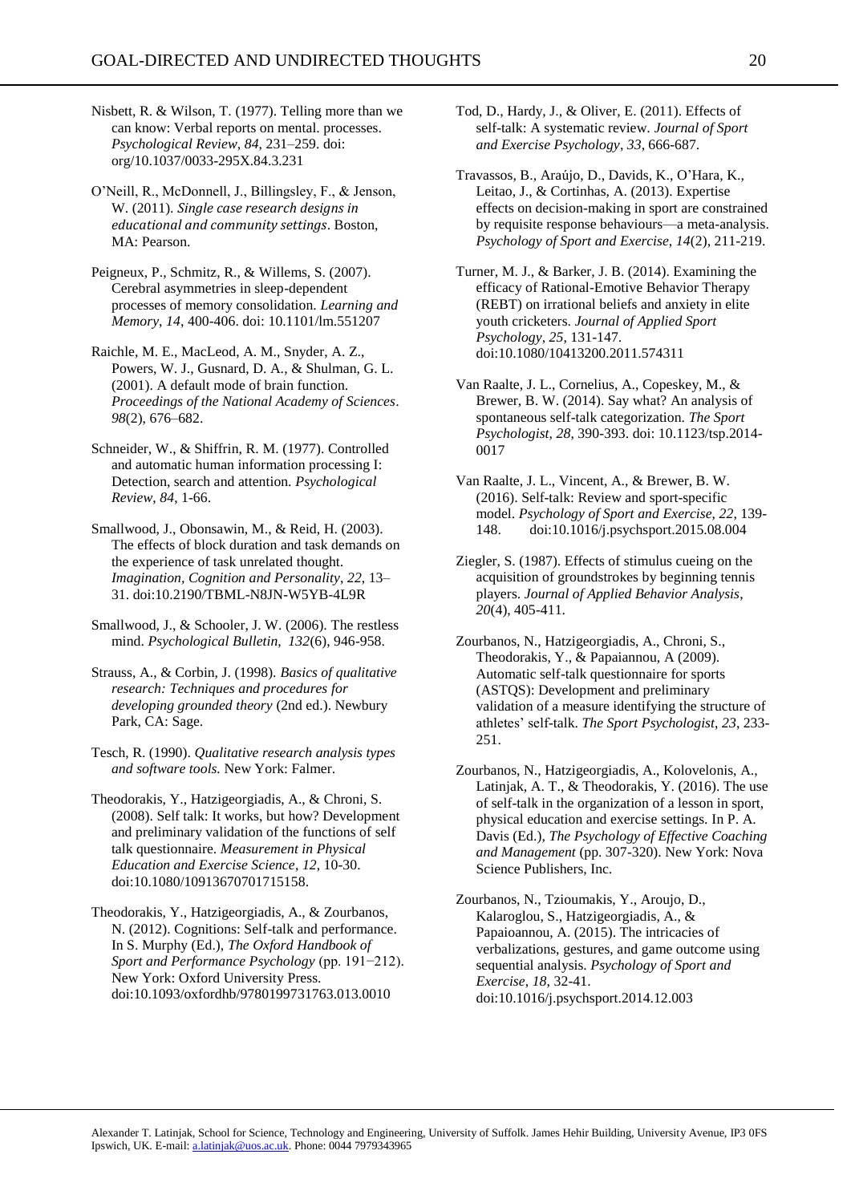Nisbett, R. & Wilson, T. (1977). Telling more than we can know: Verbal reports on mental. processes. *Psychological Review*, *84*, 231–259. doi: org/10.1037/0033-295X.84.3.231

O'Neill, R., McDonnell, J., Billingsley, F., & Jenson, W. (2011). *Single case research designs in educational and community settings*. Boston, MA: Pearson.

Peigneux, P., Schmitz, R., & Willems, S. (2007). Cerebral asymmetries in sleep-dependent processes of memory consolidation. *Learning and Memory*, *14*, 400-406. doi: 10.1101/lm.551207

Raichle, M. E., MacLeod, A. M., Snyder, A. Z., Powers, W. J., Gusnard, D. A., & Shulman, G. L. (2001). A default mode of brain function. *Proceedings of the National Academy of Sciences*. *98*(2), 676–682.

Schneider, W., & Shiffrin, R. M. (1977). Controlled and automatic human information processing I: Detection, search and attention. *Psychological Review*, *84*, 1-66.

Smallwood, J., Obonsawin, M., & Reid, H. (2003). The effects of block duration and task demands on the experience of task unrelated thought. *Imagination, Cognition and Personality*, *22*, 13–31. doi:10.2190/TBML-N8JN-W5YB-4L9R

Smallwood, J., & Schooler, J. W. (2006). The restless mind. *Psychological Bulletin, 132*(6), 946-958.

Strauss, A., & Corbin, J. (1998). *Basics of qualitative research: Techniques and procedures for developing grounded theory* (2nd ed.). Newbury Park, CA: Sage.

Tesch, R. (1990). *Qualitative research analysis types and software tools.* New York: Falmer.

Theodorakis, Y., Hatzigeorgiadis, A., & Chroni, S. (2008). Self talk: It works, but how? Development and preliminary validation of the functions of self talk questionnaire. *Measurement in Physical Education and Exercise Science*, *12*, 10-30. doi:10.1080/10913670701715158.

Theodorakis, Y., Hatzigeorgiadis, A., & Zourbanos, N. (2012). Cognitions: Self-talk and performance. In S. Murphy (Ed.), *The Oxford Handbook of Sport and Performance Psychology* (pp. 191−212). New York: Oxford University Press. doi:10.1093/oxfordhb/9780199731763.013.0010

Tod, D., Hardy, J., & Oliver, E. (2011). Effects of self-talk: A systematic review. *Journal of Sport and Exercise Psychology, 33*, 666-687.

Travassos, B., Araújo, D., Davids, K., O'Hara, K., Leitao, J., & Cortinhas, A. (2013). Expertise effects on decision-making in sport are constrained by requisite response behaviours—a meta-analysis. *Psychology of Sport and Exercise*, *14*(2), 211-219.

Turner, M. J., & Barker, J. B. (2014). Examining the efficacy of Rational-Emotive Behavior Therapy (REBT) on irrational beliefs and anxiety in elite youth cricketers. *Journal of Applied Sport Psychology, 25*, 131-147. doi:10.1080/10413200.2011.574311

Van Raalte, J. L., Cornelius, A., Copeskey, M., & Brewer, B. W. (2014). Say what? An analysis of spontaneous self-talk categorization. *The Sport Psychologist, 28*, 390-393. doi: 10.1123/tsp.2014-0017

Van Raalte, J. L., Vincent, A., & Brewer, B. W. (2016). Self-talk: Review and sport-specific model. *Psychology of Sport and Exercise, 22*, 139-148. doi:10.1016/j.psychsport.2015.08.004

Ziegler, S. (1987). Effects of stimulus cueing on the acquisition of groundstrokes by beginning tennis players. *Journal of Applied Behavior Analysis*, *20*(4), 405-411.

Zourbanos, N., Hatzigeorgiadis, A., Chroni, S., Theodorakis, Y., & Papaiannou, A (2009). Automatic self-talk questionnaire for sports (ASTQS): Development and preliminary validation of a measure identifying the structure of athletes' self-talk. *The Sport Psychologist*, *23*, 233-251.

Zourbanos, N., Hatzigeorgiadis, A., Kolovelonis, A., Latinjak, A. T., & Theodorakis, Y. (2016). The use of self-talk in the organization of a lesson in sport, physical education and exercise settings. In P. A. Davis (Ed.), *The Psychology of Effective Coaching and Management* (pp. 307-320). New York: Nova Science Publishers, Inc.

Zourbanos, N., Tzioumakis, Y., Aroujo, D., Kalaroglou, S., Hatzigeorgiadis, A., & Papaioannou, A. (2015). The intricacies of verbalizations, gestures, and game outcome using sequential analysis. *Psychology of Sport and Exercise*, *18*, 32-41. doi:10.1016/j.psychsport.2014.12.003

Alexander T. Latinjak, School for Science, Technology and Engineering, University of Suffolk. James Hehir Building, University Avenue, IP3 0FS Ipswich, UK. E-mail: a.latinjak@uos.ac.uk. Phone: 0044 7979343965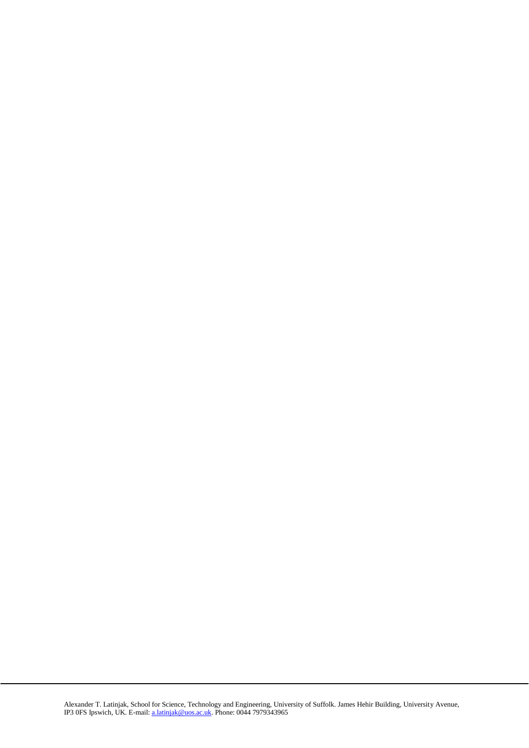Alexander T. Latinjak, School for Science, Technology and Engineering, University of Suffolk. James Hehir Building, University Avenue, IP3 0FS Ipswich, UK. E-mail: a.latinjak@uos.ac.uk. Phone: 0044 7979343965